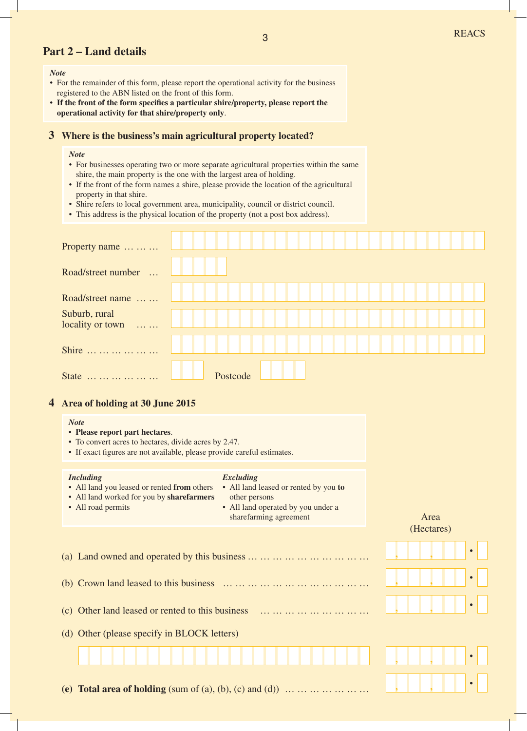## Part 2 – Land details

*Note*

- For the remainder of this form, please report the operational activity for the business registered to the ABN listed on the front of this form.
- **If the front of the form specifies a particular shire/property, please report the operational activity for that shire/property only**.

### 3 Where is the business's main agricultural property located?

*Note*

- For businesses operating two or more separate agricultural properties within the same shire, the main property is the one with the largest area of holding.
- If the front of the form names a shire, please provide the location of the agricultural property in that shire.
- Shire refers to local government area, municipality, council or district council.
- This address is the physical location of the property (not a post box address).

Property name … … …

Road/street number …

Road/street name … …

Suburb, rural locality or town … …

Shire … … … … … …

State … … … … … … Postcode

### 4 Area of holding at 30 June 2015

*Note*

- **Please report part hectares**.
- To convert acres to hectares, divide acres by 2.47.
- If exact figures are not available, please provide careful estimates.

*Including*

- All land you leased or rented **from** others
- All land worked for you by **sharefarmers**
- All road permits

*Excluding*

- All land leased or rented by you **to** other persons
- All land operated by you under a sharefarming agreement

| | Area (Hectares) |
|---|---|
| (a) Land owned and operated by this business … … … … … … … … … … | , , . |
| (b) Crown land leased to this business … … … … … … … … … … … … | , , . |
| (c) Other land leased or rented to this business … … … … … … … … … | , , . |
| (d) Other (please specify in BLOCK letters) | , , . |
| **(e) Total area of holding** (sum of (a), (b), (c) and (d)) … … … … … … … | , , . |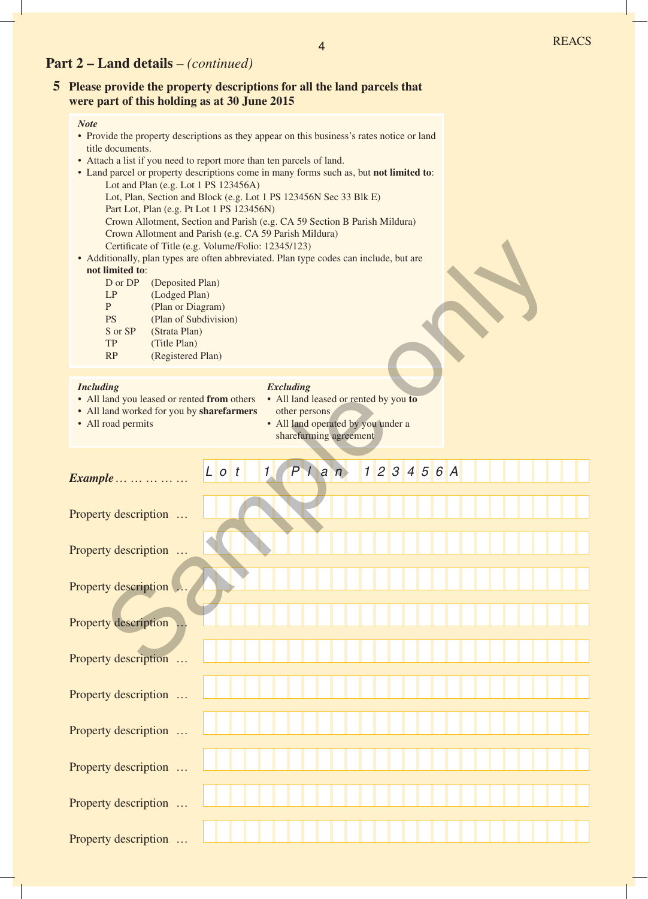## Part 2 – Land details – *(continued)*

### 5 Please provide the property descriptions for all the land parcels that were part of this holding as at 30 June 2015

***Note***

- Provide the property descriptions as they appear on this business's rates notice or land title documents.
- Attach a list if you need to report more than ten parcels of land.
- Land parcel or property descriptions come in many forms such as, but **not limited to**:
  - Lot and Plan (e.g. Lot 1 PS 123456A)
  - Lot, Plan, Section and Block (e.g. Lot 1 PS 123456N Sec 33 Blk E)
  - Part Lot, Plan (e.g. Pt Lot 1 PS 123456N)
  - Crown Allotment, Section and Parish (e.g. CA 59 Section B Parish Mildura)
  - Crown Allotment and Parish (e.g. CA 59 Parish Mildura)
  - Certificate of Title (e.g. Volume/Folio: 12345/123)
- Additionally, plan types are often abbreviated. Plan type codes can include, but are **not limited to**:

| Code | Plan type |
|---|---|
| D or DP | (Deposited Plan) |
| LP | (Lodged Plan) |
| P | (Plan or Diagram) |
| PS | (Plan of Subdivision) |
| S or SP | (Strata Plan) |
| TP | (Title Plan) |
| RP | (Registered Plan) |

***Including***

- All land you leased or rented **from** others
- All land worked for you by **sharefarmers**
- All road permits

***Excluding***

- All land leased or rented by you **to** other persons
- All land operated by you under a sharefarming agreement

***Example*** ……………… *Lot 1 Plan 123456A*

Property description … 

Property description … 

Property description … 

Property description … 

Property description … 

Property description … 

Property description … 

Property description … 

Property description … 

Property description … 

Sample only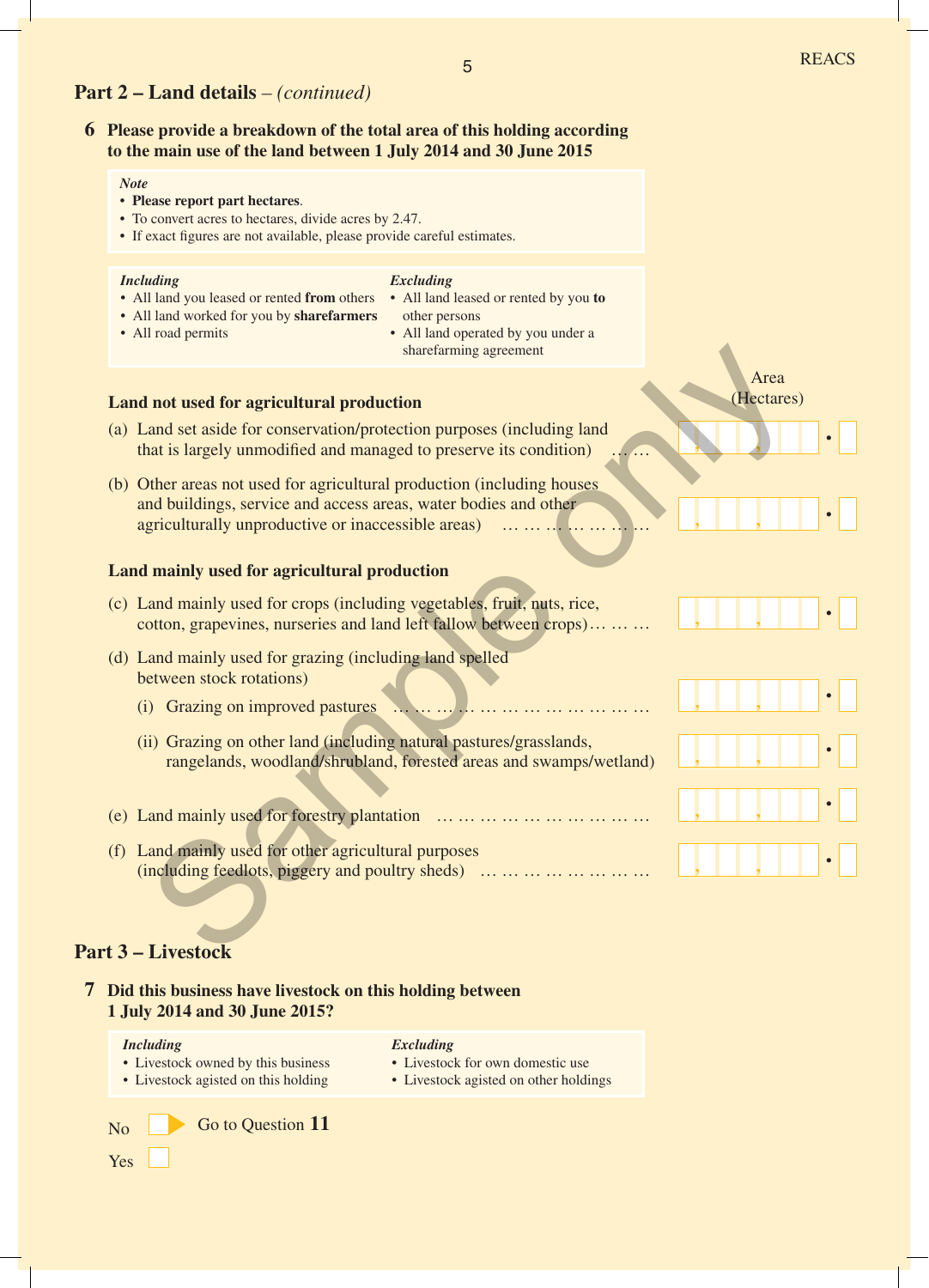## Part 2 – Land details – *(continued)*

**6 Please provide a breakdown of the total area of this holding according to the main use of the land between 1 July 2014 and 30 June 2015**

*Note*
- **Please report part hectares**.
- To convert acres to hectares, divide acres by 2.47.
- If exact figures are not available, please provide careful estimates.

*Including*
- All land you leased or rented **from** others
- All land worked for you by **sharefarmers**
- All road permits

*Excluding*
- All land leased or rented by you **to** other persons
- All land operated by you under a sharefarming agreement

Area (Hectares)

**Land not used for agricultural production**

(a) Land set aside for conservation/protection purposes (including land that is largely unmodified and managed to preserve its condition) ... ... &nbsp; ___ . ___

(b) Other areas not used for agricultural production (including houses and buildings, service and access areas, water bodies and other agriculturally unproductive or inaccessible areas) ... ... ... ... ... ... &nbsp; ___ . ___

**Land mainly used for agricultural production**

(c) Land mainly used for crops (including vegetables, fruit, nuts, rice, cotton, grapevines, nurseries and land left fallow between crops)... ... ... &nbsp; ___ . ___

(d) Land mainly used for grazing (including land spelled between stock rotations)

  (i) Grazing on improved pastures ... ... ... ... ... ... ... ... ... ... ... ... &nbsp; ___ . ___

  (ii) Grazing on other land (including natural pastures/grasslands, rangelands, woodland/shrubland, forested areas and swamps/wetland) &nbsp; ___ . ___

(e) Land mainly used for forestry plantation ... ... ... ... ... ... ... ... ... ... &nbsp; ___ . ___

(f) Land mainly used for other agricultural purposes (including feedlots, piggery and poultry sheds) ... ... ... ... ... ... ... ... &nbsp; ___ . ___

## Part 3 – Livestock

**7 Did this business have livestock on this holding between 1 July 2014 and 30 June 2015?**

*Including*
- Livestock owned by this business
- Livestock agisted on this holding

*Excluding*
- Livestock for own domestic use
- Livestock agisted on other holdings

No ☐ ➤ Go to Question **11**

Yes ☐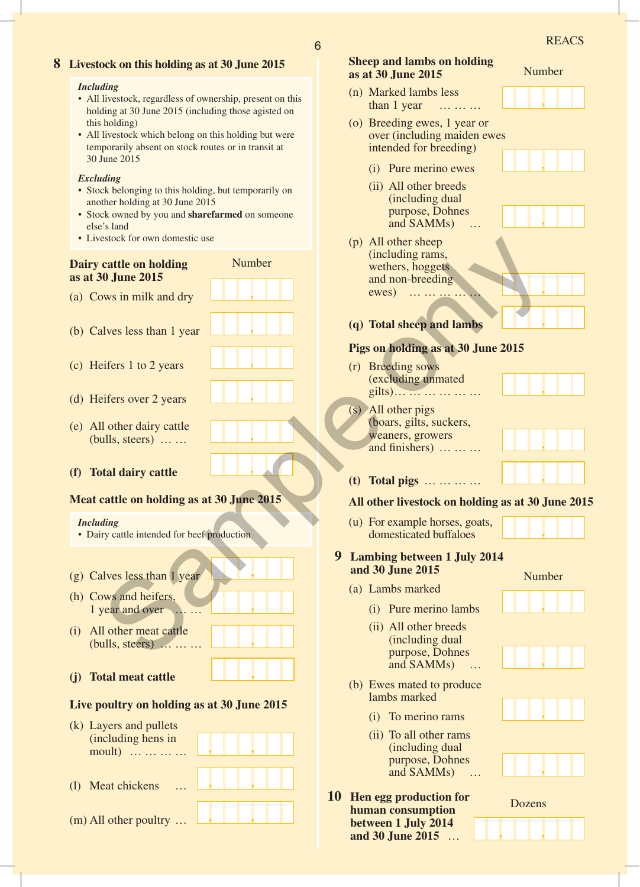## 8 Livestock on this holding as at 30 June 2015

*Including*

- All livestock, regardless of ownership, present on this holding at 30 June 2015 (including those agisted on this holding)
- All livestock which belong on this holding but were temporarily absent on stock routes or in transit at 30 June 2015

*Excluding*

- Stock belonging to this holding, but temporarily on another holding at 30 June 2015
- Stock owned by you and **sharefarmed** on someone else's land
- Livestock for own domestic use

**Dairy cattle on holding as at 30 June 2015**

| | Number |
|---|---|
| (a) Cows in milk and dry | |
| (b) Calves less than 1 year | |
| (c) Heifers 1 to 2 years | |
| (d) Heifers over 2 years | |
| (e) All other dairy cattle (bulls, steers) … … | |
| **(f) Total dairy cattle** | |

**Meat cattle on holding as at 30 June 2015**

*Including*

- Dairy cattle intended for beef production

| | Number |
|---|---|
| (g) Calves less than 1 year | |
| (h) Cows and heifers, 1 year and over … … | |
| (i) All other meat cattle (bulls, steers) … … … | |
| **(j) Total meat cattle** | |

**Live poultry on holding as at 30 June 2015**

| | Number |
|---|---|
| (k) Layers and pullets (including hens in moult) … … … … | |
| (l) Meat chickens … | |
| (m) All other poultry … | |

**Sheep and lambs on holding as at 30 June 2015**

| | Number |
|---|---|
| (n) Marked lambs less than 1 year … … … | |
| (o) Breeding ewes, 1 year or over (including maiden ewes intended for breeding) | |
| (i) Pure merino ewes | |
| (ii) All other breeds (including dual purpose, Dohnes and SAMMs) … | |
| (p) All other sheep (including rams, wethers, hoggets and non-breeding ewes) … … … … … | |
| **(q) Total sheep and lambs** | |

**Pigs on holding as at 30 June 2015**

| | Number |
|---|---|
| (r) Breeding sows (excluding unmated gilts)… … … … … … | |
| (s) All other pigs (boars, gilts, suckers, weaners, growers and finishers) … … … | |
| **(t) Total pigs** … … … … | |

**All other livestock on holding as at 30 June 2015**

| | Number |
|---|---|
| (u) For example horses, goats, domesticated buffaloes | |

## 9 Lambing between 1 July 2014 and 30 June 2015

| | Number |
|---|---|
| (a) Lambs marked | |
| (i) Pure merino lambs | |
| (ii) All other breeds (including dual purpose, Dohnes and SAMMs) … | |
| (b) Ewes mated to produce lambs marked | |
| (i) To merino rams | |
| (ii) To all other rams (including dual purpose, Dohnes and SAMMs) … | |

## 10 Hen egg production for human consumption between 1 July 2014 and 30 June 2015 …

| | Dozens |
|---|---|
| Hen egg production | |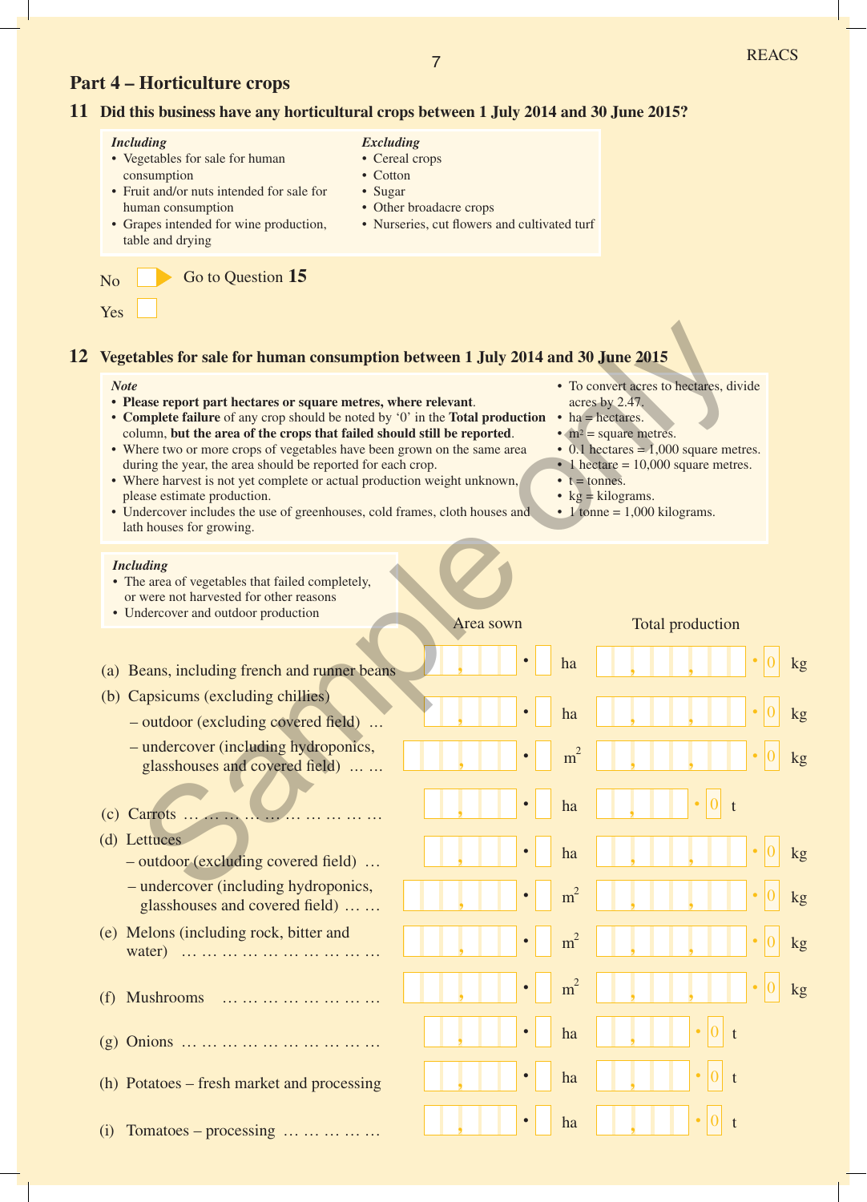## Part 4 – Horticulture crops

### 11 Did this business have any horticultural crops between 1 July 2014 and 30 June 2015?

*Including*
- Vegetables for sale for human consumption
- Fruit and/or nuts intended for sale for human consumption
- Grapes intended for wine production, table and drying

*Excluding*
- Cereal crops
- Cotton
- Sugar
- Other broadacre crops
- Nurseries, cut flowers and cultivated turf

No ☐ Go to Question **15**

Yes ☐

### 12 Vegetables for sale for human consumption between 1 July 2014 and 30 June 2015

*Note*
- **Please report part hectares or square metres, where relevant**.
- **Complete failure** of any crop should be noted by '0' in the **Total production** column, **but the area of the crops that failed should still be reported**.
- Where two or more crops of vegetables have been grown on the same area during the year, the area should be reported for each crop.
- Where harvest is not yet complete or actual production weight unknown, please estimate production.
- Undercover includes the use of greenhouses, cold frames, cloth houses and lath houses for growing.
- To convert acres to hectares, divide acres by 2.47.
- ha = hectares.
- $m^2$ = square metres.
- 0.1 hectares = 1,000 square metres.
- 1 hectare = 10,000 square metres.
- t = tonnes.
- kg = kilograms.
- 1 tonne = 1,000 kilograms.

*Including*
- The area of vegetables that failed completely, or were not harvested for other reasons
- Undercover and outdoor production

| | Area sown | Total production |
|---|---|---|
| (a) Beans, including french and runner beans | ,  . ha | , , . 0 kg |
| (b) Capsicums (excluding chillies) | | |
| – outdoor (excluding covered field) … | ,  . ha | , , . 0 kg |
| – undercover (including hydroponics, glasshouses and covered field) … … | ,  . $m^2$ | , , . 0 kg |
| (c) Carrots … … … … … … … … … … | ,  . ha | , . 0 t |
| (d) Lettuces | | |
| – outdoor (excluding covered field) … | ,  . ha | , , . 0 kg |
| – undercover (including hydroponics, glasshouses and covered field) … … | ,  . $m^2$ | , , . 0 kg |
| (e) Melons (including rock, bitter and water) … … … … … … … … … … | ,  . $m^2$ | , , . 0 kg |
| (f) Mushrooms … … … … … … … … | ,  . $m^2$ | , , . 0 kg |
| (g) Onions … … … … … … … … … … | ,  . ha | , . 0 t |
| (h) Potatoes – fresh market and processing | ,  . ha | , . 0 t |
| (i) Tomatoes – processing … … … … … | ,  . ha | , . 0 t |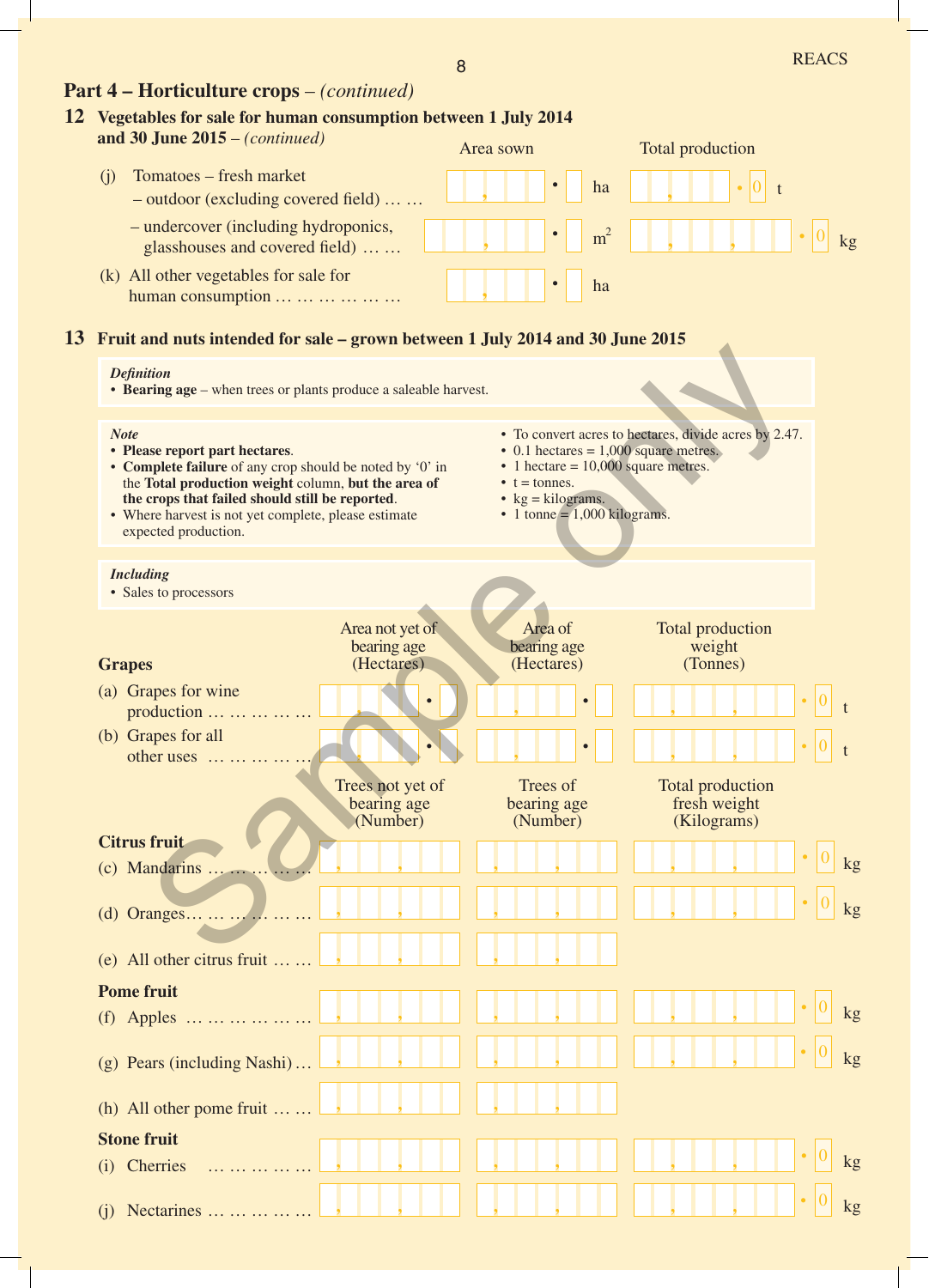## Part 4 – Horticulture crops – *(continued)*

### 12 Vegetables for sale for human consumption between 1 July 2014 and 30 June 2015 – *(continued)*

| | Area sown | Total production |
|---|---|---|
| (j) Tomatoes – fresh market – outdoor (excluding covered field) … … | , • ha | , • 0 t |
| – undercover (including hydroponics, glasshouses and covered field) … … | , • $m^2$ | , , • 0 kg |
| (k) All other vegetables for sale for human consumption … … … … … … | , • ha | |

### 13 Fruit and nuts intended for sale – grown between 1 July 2014 and 30 June 2015

*Definition*
- **Bearing age** – when trees or plants produce a saleable harvest.

*Note*
- **Please report part hectares**.
- **Complete failure** of any crop should be noted by '0' in the **Total production weight** column, **but the area of the crops that failed should still be reported**.
- Where harvest is not yet complete, please estimate expected production.
- To convert acres to hectares, divide acres by 2.47.
- 0.1 hectares = 1,000 square metres.
- 1 hectare = 10,000 square metres.
- t = tonnes.
- kg = kilograms.
- 1 tonne = 1,000 kilograms.

*Including*
- Sales to processors

| **Grapes** | Area not yet of bearing age (Hectares) | Area of bearing age (Hectares) | Total production weight (Tonnes) |
|---|---|---|---|
| (a) Grapes for wine production … … … … … | , • | , • | , , • 0 t |
| (b) Grapes for all other uses … … … … … | , • | , • | , , • 0 t |

| | Trees not yet of bearing age (Number) | Trees of bearing age (Number) | Total production fresh weight (Kilograms) |
|---|---|---|---|
| **Citrus fruit** | | | |
| (c) Mandarins … … … … … | , , | , , | , , • 0 kg |
| (d) Oranges… … … … … … | , , | , , | , , • 0 kg |
| (e) All other citrus fruit … … | , , | , , | |
| **Pome fruit** | | | |
| (f) Apples … … … … … … | , , | , , | , , • 0 kg |
| (g) Pears (including Nashi) … | , , | , , | , , • 0 kg |
| (h) All other pome fruit … … | , , | , , | |
| **Stone fruit** | | | |
| (i) Cherries … … … … … | , , | , , | , , • 0 kg |
| (j) Nectarines … … … … … | , , | , , | , , • 0 kg |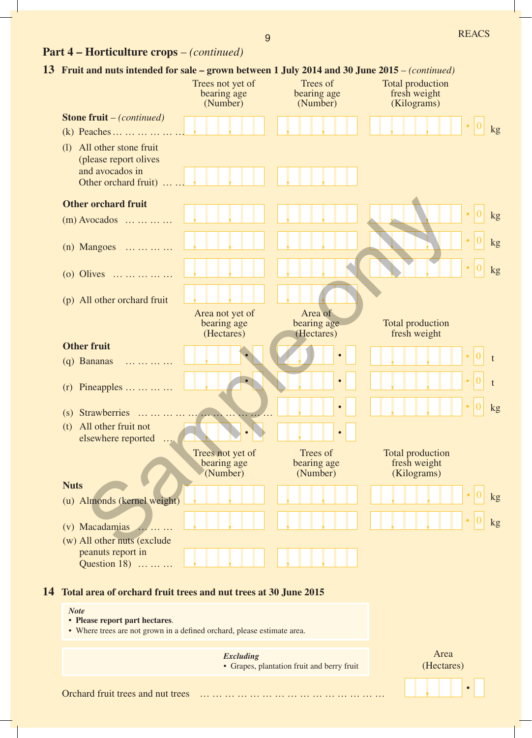## Part 4 – Horticulture crops – *(continued)*

### 13 Fruit and nuts intended for sale – grown between 1 July 2014 and 30 June 2015 – *(continued)*

| | Trees not yet of bearing age (Number) | Trees of bearing age (Number) | Total production fresh weight (Kilograms) |
|---|---|---|---|
| **Stone fruit** – *(continued)* | | | |
| (k) Peaches | | | kg |
| (l) All other stone fruit (please report olives and avocados in Other orchard fruit) | | | |
| **Other orchard fruit** | | | |
| (m) Avocados | | | kg |
| (n) Mangoes | | | kg |
| (o) Olives | | | kg |
| (p) All other orchard fruit | | | |

| | Area not yet of bearing age (Hectares) | Area of bearing age (Hectares) | Total production fresh weight |
|---|---|---|---|
| **Other fruit** | | | |
| (q) Bananas | | | t |
| (r) Pineapples | | | t |
| (s) Strawberries | | | kg |
| (t) All other fruit not elsewhere reported | | | |

| | Trees not yet of bearing age (Number) | Trees of bearing age (Number) | Total production fresh weight (Kilograms) |
|---|---|---|---|
| **Nuts** | | | |
| (u) Almonds (kernel weight) | | | kg |
| (v) Macadamias | | | kg |
| (w) All other nuts (exclude peanuts report in Question 18) | | | |

### 14 Total area of orchard fruit trees and nut trees at 30 June 2015

*Note*
- **Please report part hectares**.
- Where trees are not grown in a defined orchard, please estimate area.

*Excluding*
- Grapes, plantation fruit and berry fruit

| | Area (Hectares) |
|---|---|
| Orchard fruit trees and nut trees | |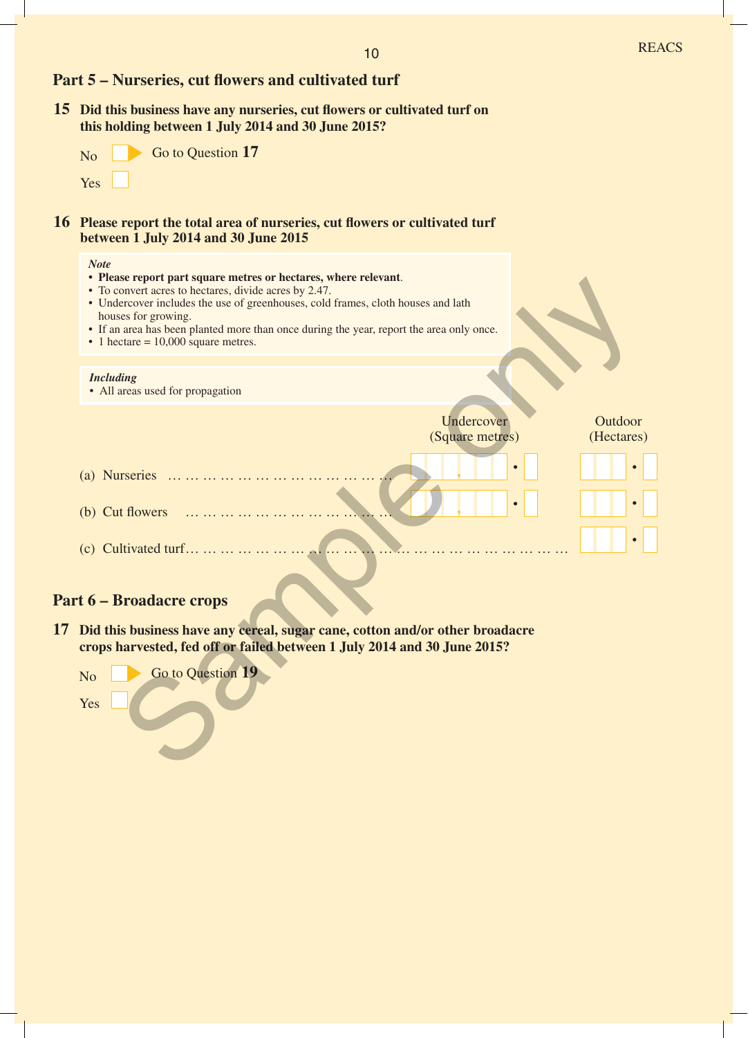## Part 5 – Nurseries, cut flowers and cultivated turf

**15 Did this business have any nurseries, cut flowers or cultivated turf on this holding between 1 July 2014 and 30 June 2015?**

No ☐ ▶ Go to Question **17**

Yes ☐

**16 Please report the total area of nurseries, cut flowers or cultivated turf between 1 July 2014 and 30 June 2015**

***Note***
- **Please report part square metres or hectares, where relevant**.
- To convert acres to hectares, divide acres by 2.47.
- Undercover includes the use of greenhouses, cold frames, cloth houses and lath houses for growing.
- If an area has been planted more than once during the year, report the area only once.
- 1 hectare = 10,000 square metres.

***Including***
- All areas used for propagation

| | Undercover (Square metres) | Outdoor (Hectares) |
|---|---|---|
| (a) Nurseries | , . | . |
| (b) Cut flowers | , . | . |
| (c) Cultivated turf | | . |

## Part 6 – Broadacre crops

**17 Did this business have any cereal, sugar cane, cotton and/or other broadacre crops harvested, fed off or failed between 1 July 2014 and 30 June 2015?**

No ☐ ▶ Go to Question **19**

Yes ☐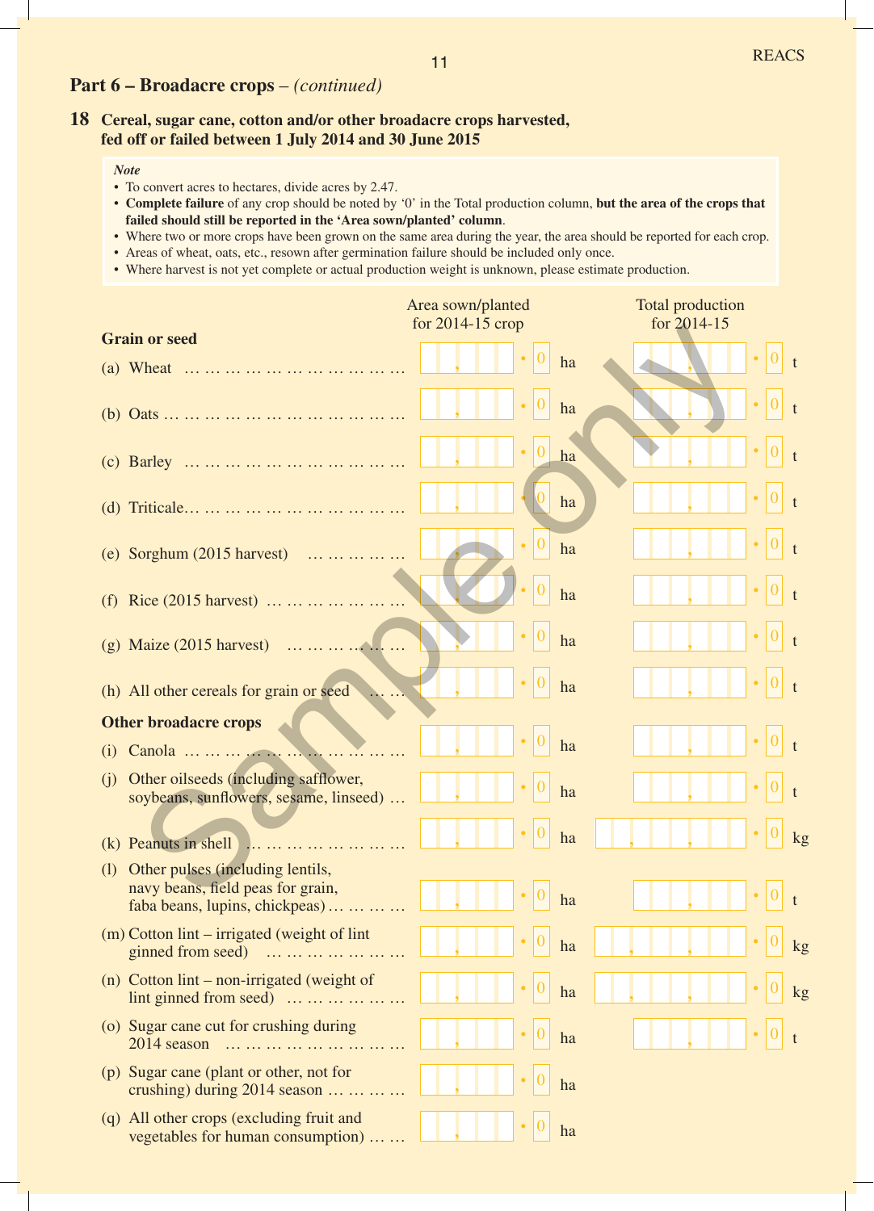## Part 6 – Broadacre crops – *(continued)*

### 18 Cereal, sugar cane, cotton and/or other broadacre crops harvested, fed off or failed between 1 July 2014 and 30 June 2015

***Note***

- To convert acres to hectares, divide acres by 2.47.
- **Complete failure** of any crop should be noted by '0' in the Total production column, **but the area of the crops that failed should still be reported in the 'Area sown/planted' column**.
- Where two or more crops have been grown on the same area during the year, the area should be reported for each crop.
- Areas of wheat, oats, etc., resown after germination failure should be included only once.
- Where harvest is not yet complete or actual production weight is unknown, please estimate production.

| | Area sown/planted for 2014-15 crop | Total production for 2014-15 |
|---|---|---|
| **Grain or seed** | | |
| (a) Wheat | , . 0 ha | , . 0 t |
| (b) Oats | , . 0 ha | , . 0 t |
| (c) Barley | , . 0 ha | , . 0 t |
| (d) Triticale | , . 0 ha | , . 0 t |
| (e) Sorghum (2015 harvest) | , . 0 ha | , . 0 t |
| (f) Rice (2015 harvest) | , . 0 ha | , . 0 t |
| (g) Maize (2015 harvest) | , . 0 ha | , . 0 t |
| (h) All other cereals for grain or seed | , . 0 ha | , . 0 t |
| **Other broadacre crops** | | |
| (i) Canola | , . 0 ha | , . 0 t |
| (j) Other oilseeds (including safflower, soybeans, sunflowers, sesame, linseed) | , . 0 ha | , . 0 t |
| (k) Peanuts in shell | , . 0 ha | , , . 0 kg |
| (l) Other pulses (including lentils, navy beans, field peas for grain, faba beans, lupins, chickpeas) | , . 0 ha | , . 0 t |
| (m) Cotton lint – irrigated (weight of lint ginned from seed) | , . 0 ha | , , . 0 kg |
| (n) Cotton lint – non-irrigated (weight of lint ginned from seed) | , . 0 ha | , , . 0 kg |
| (o) Sugar cane cut for crushing during 2014 season | , . 0 ha | , . 0 t |
| (p) Sugar cane (plant or other, not for crushing) during 2014 season | , . 0 ha | |
| (q) All other crops (excluding fruit and vegetables for human consumption) | , . 0 ha | |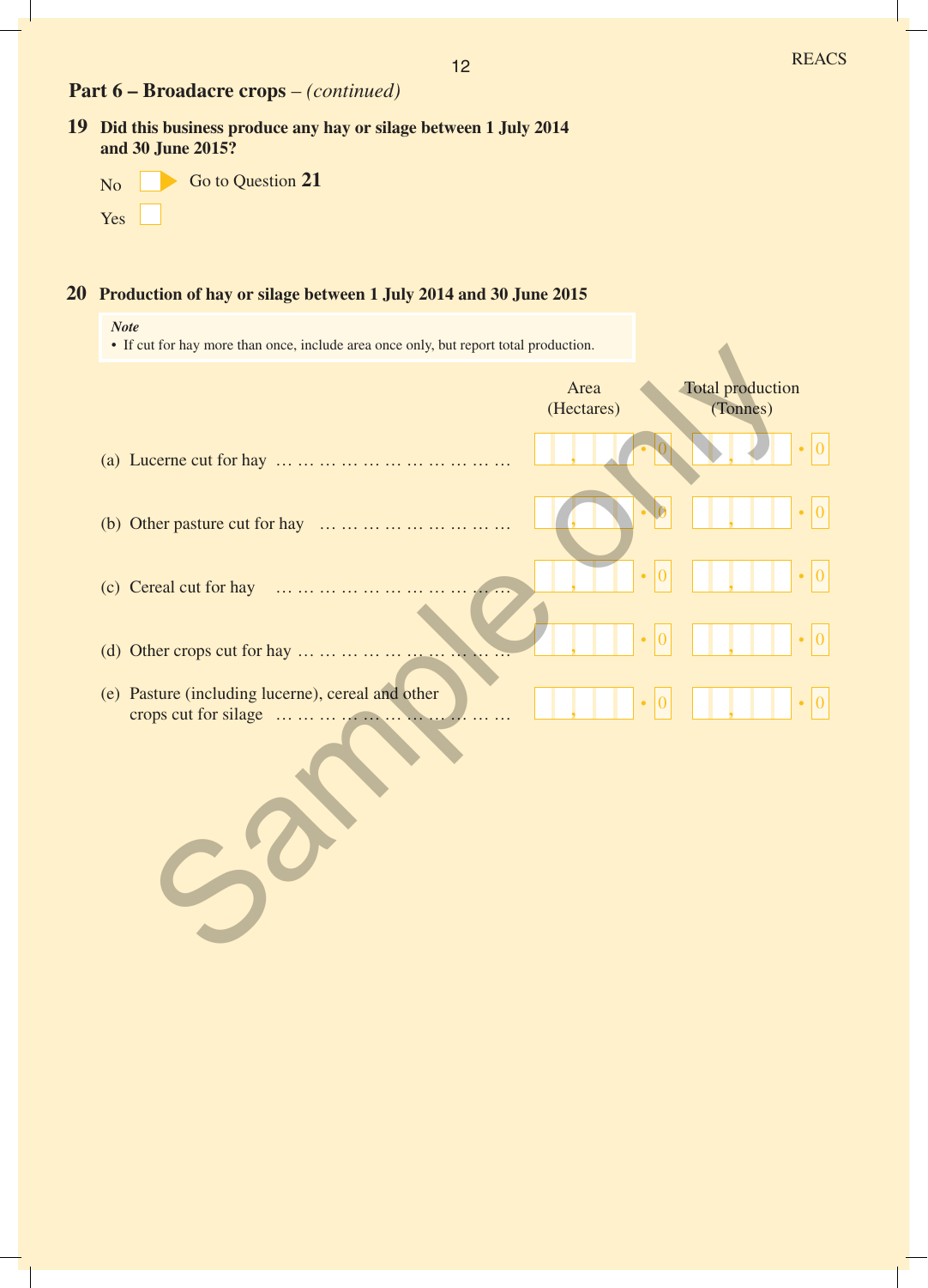## Part 6 – Broadacre crops – *(continued)*

**19 Did this business produce any hay or silage between 1 July 2014 and 30 June 2015?**

No ☐ ➤ Go to Question **21**

Yes ☐

**20 Production of hay or silage between 1 July 2014 and 30 June 2015**

> ***Note***
> - If cut for hay more than once, include area once only, but report total production.

| | Area (Hectares) | Total production (Tonnes) |
|---|---|---|
| (a) Lucerne cut for hay | , . 0 | , . 0 |
| (b) Other pasture cut for hay | , . 0 | , . 0 |
| (c) Cereal cut for hay | , . 0 | , . 0 |
| (d) Other crops cut for hay | , . 0 | , . 0 |
| (e) Pasture (including lucerne), cereal and other crops cut for silage | , . 0 | , . 0 |

Sample only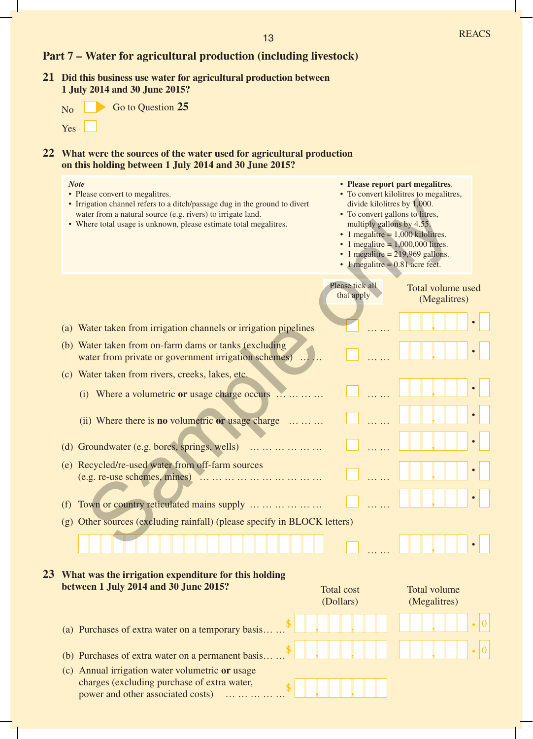## Part 7 – Water for agricultural production (including livestock)

**21 Did this business use water for agricultural production between 1 July 2014 and 30 June 2015?**

- No ☐ → Go to Question **25**
- Yes ☐

**22 What were the sources of the water used for agricultural production on this holding between 1 July 2014 and 30 June 2015?**

*Note*

- Please convert to megalitres.
- Irrigation channel refers to a ditch/passage dug in the ground to divert water from a natural source (e.g. rivers) to irrigate land.
- Where total usage is unknown, please estimate total megalitres.
- **Please report part megalitres**.
- To convert kilolitres to megalitres, divide kilolitres by 1,000.
- To convert gallons to litres, multiply gallons by 4.55.
- 1 megalitre = 1,000 kilolitres.
- 1 megalitre = 1,000,000 litres.
- 1 megalitre = 219,969 gallons.
- 1 megalitre = 0.81 acre feet.

| | Please tick all that apply | Total volume used (Megalitres) |
|---|---|---|
| (a) Water taken from irrigation channels or irrigation pipelines | ☐ | ,  . |
| (b) Water taken from on-farm dams or tanks (excluding water from private or government irrigation schemes) | ☐ | ,  . |
| (c) Water taken from rivers, creeks, lakes, etc. | | |
| (i) Where a volumetric **or** usage charge occurs | ☐ | ,  . |
| (ii) Where there is **no** volumetric **or** usage charge | ☐ | ,  . |
| (d) Groundwater (e.g. bores, springs, wells) | ☐ | ,  . |
| (e) Recycled/re-used water from off-farm sources (e.g. re-use schemes, mines) | ☐ | ,  . |
| (f) Town or country reticulated mains supply | ☐ | ,  . |
| (g) Other sources (excluding rainfall) (please specify in BLOCK letters) | ☐ | ,  . |

**23 What was the irrigation expenditure for this holding between 1 July 2014 and 30 June 2015?**

| | Total cost (Dollars) | Total volume (Megalitres) |
|---|---|---|
| (a) Purchases of extra water on a temporary basis | $ , , | , . 0 |
| (b) Purchases of extra water on a permanent basis | $ , , | , . 0 |
| (c) Annual irrigation water volumetric **or** usage charges (excluding purchase of extra water, power and other associated costs) | $ , , | |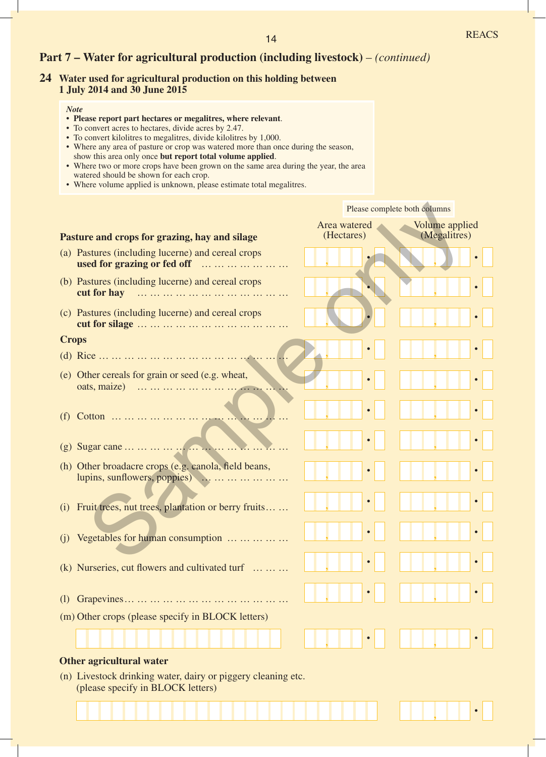## Part 7 – Water for agricultural production (including livestock) – *(continued)*

### 24 Water used for agricultural production on this holding between 1 July 2014 and 30 June 2015

***Note***

- **Please report part hectares or megalitres, where relevant**.
- To convert acres to hectares, divide acres by 2.47.
- To convert kilolitres to megalitres, divide kilolitres by 1,000.
- Where any area of pasture or crop was watered more than once during the season, show this area only once **but report total volume applied**.
- Where two or more crops have been grown on the same area during the year, the area watered should be shown for each crop.
- Where volume applied is unknown, please estimate total megalitres.

Please complete both columns

| | Area watered (Hectares) | Volume applied (Megalitres) |
|---|---|---|
| **Pasture and crops for grazing, hay and silage** | | |
| (a) Pastures (including lucerne) and cereal crops **used for grazing or fed off** | , . | , . |
| (b) Pastures (including lucerne) and cereal crops **cut for hay** | , . | , . |
| (c) Pastures (including lucerne) and cereal crops **cut for silage** | , . | , . |
| **Crops** | | |
| (d) Rice | , . | , . |
| (e) Other cereals for grain or seed (e.g. wheat, oats, maize) | , . | , . |
| (f) Cotton | , . | , . |
| (g) Sugar cane | , . | , . |
| (h) Other broadacre crops (e.g. canola, field beans, lupins, sunflowers, poppies) | , . | , . |
| (i) Fruit trees, nut trees, plantation or berry fruits | , . | , . |
| (j) Vegetables for human consumption | , . | , . |
| (k) Nurseries, cut flowers and cultivated turf | , . | , . |
| (l) Grapevines | , . | , . |
| (m) Other crops (please specify in BLOCK letters) | , . | , . |
| **Other agricultural water** | | |
| (n) Livestock drinking water, dairy or piggery cleaning etc. (please specify in BLOCK letters) | | , . |

Sample only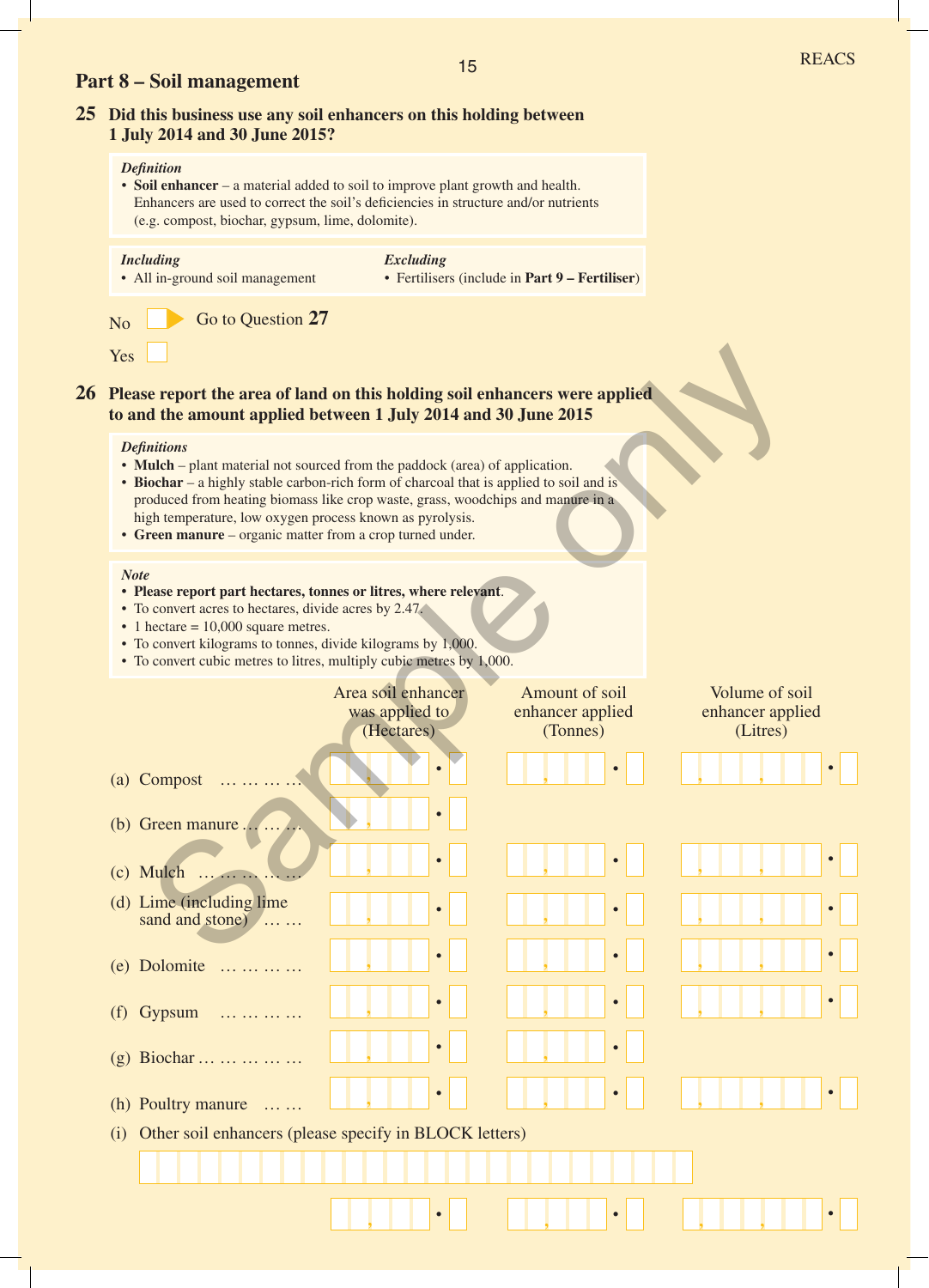## Part 8 – Soil management

**25 Did this business use any soil enhancers on this holding between 1 July 2014 and 30 June 2015?**

*Definition*

- **Soil enhancer** – a material added to soil to improve plant growth and health. Enhancers are used to correct the soil's deficiencies in structure and/or nutrients (e.g. compost, biochar, gypsum, lime, dolomite).

| *Including* | *Excluding* |
|---|---|
| • All in-ground soil management | • Fertilisers (include in **Part 9 – Fertiliser**) |

No ☐ Go to Question **27**

Yes ☐

**26 Please report the area of land on this holding soil enhancers were applied to and the amount applied between 1 July 2014 and 30 June 2015**

*Definitions*

- **Mulch** – plant material not sourced from the paddock (area) of application.
- **Biochar** – a highly stable carbon-rich form of charcoal that is applied to soil and is produced from heating biomass like crop waste, grass, woodchips and manure in a high temperature, low oxygen process known as pyrolysis.
- **Green manure** – organic matter from a crop turned under.

*Note*

- **Please report part hectares, tonnes or litres, where relevant**.
- To convert acres to hectares, divide acres by 2.47.
- 1 hectare = 10,000 square metres.
- To convert kilograms to tonnes, divide kilograms by 1,000.
- To convert cubic metres to litres, multiply cubic metres by 1,000.

| | Area soil enhancer was applied to (Hectares) | Amount of soil enhancer applied (Tonnes) | Volume of soil enhancer applied (Litres) |
|---|---|---|---|
| (a) Compost | , . | , . | , , . |
| (b) Green manure | , . | | |
| (c) Mulch | , . | , . | , , . |
| (d) Lime (including lime sand and stone) | , . | , . | , , . |
| (e) Dolomite | , . | , . | , , . |
| (f) Gypsum | , . | , . | , , . |
| (g) Biochar | , . | , . | |
| (h) Poultry manure | , . | , . | , . |
| (i) Other soil enhancers (please specify in BLOCK letters) ______________________ | , . | , . | , , . |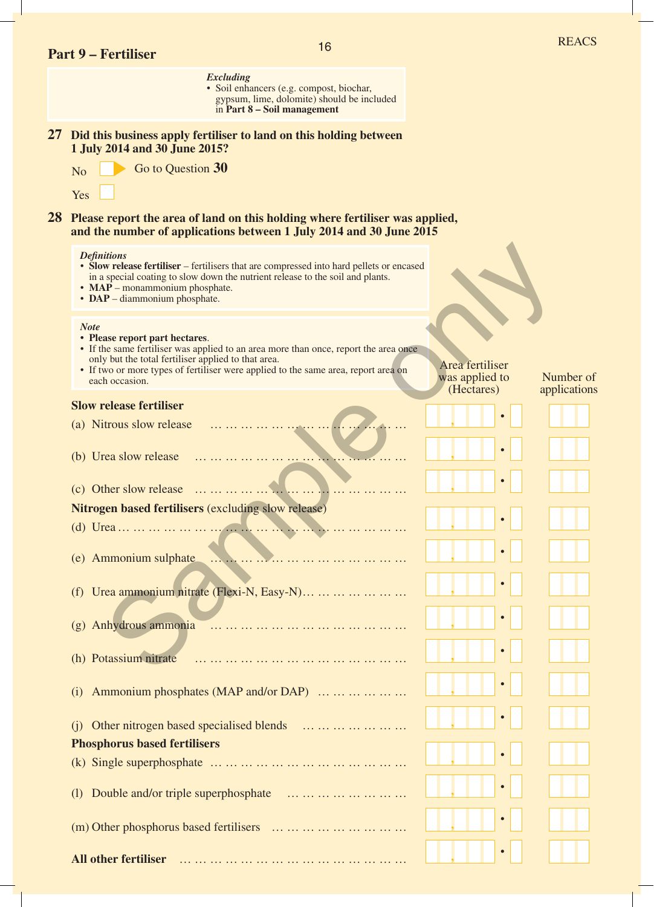## Part 9 – Fertiliser

*Excluding*
- Soil enhancers (e.g. compost, biochar, gypsum, lime, dolomite) should be included in **Part 8 – Soil management**

**27 Did this business apply fertiliser to land on this holding between 1 July 2014 and 30 June 2015?**

No ☐ Go to Question **30**

Yes ☐

**28 Please report the area of land on this holding where fertiliser was applied, and the number of applications between 1 July 2014 and 30 June 2015**

*Definitions*
- **Slow release fertiliser** – fertilisers that are compressed into hard pellets or encased in a special coating to slow down the nutrient release to the soil and plants.
- **MAP** – monammonium phosphate.
- **DAP** – diammonium phosphate.

*Note*
- **Please report part hectares**.
- If the same fertiliser was applied to an area more than once, report the area once only but the total fertiliser applied to that area.
- If two or more types of fertiliser were applied to the same area, report area on each occasion.

| | Area fertiliser was applied to (Hectares) | Number of applications |
|---|---|---|
| **Slow release fertiliser** | | |
| (a) Nitrous slow release | , . | |
| (b) Urea slow release | , . | |
| (c) Other slow release | , . | |
| **Nitrogen based fertilisers** (excluding slow release) | | |
| (d) Urea | , . | |
| (e) Ammonium sulphate | , . | |
| (f) Urea ammonium nitrate (Flexi-N, Easy-N) | , . | |
| (g) Anhydrous ammonia | , . | |
| (h) Potassium nitrate | , . | |
| (i) Ammonium phosphates (MAP and/or DAP) | , . | |
| (j) Other nitrogen based specialised blends | , . | |
| **Phosphorus based fertilisers** | | |
| (k) Single superphosphate | , . | |
| (l) Double and/or triple superphosphate | , . | |
| (m) Other phosphorus based fertilisers | , . | |
| **All other fertiliser** | , . | |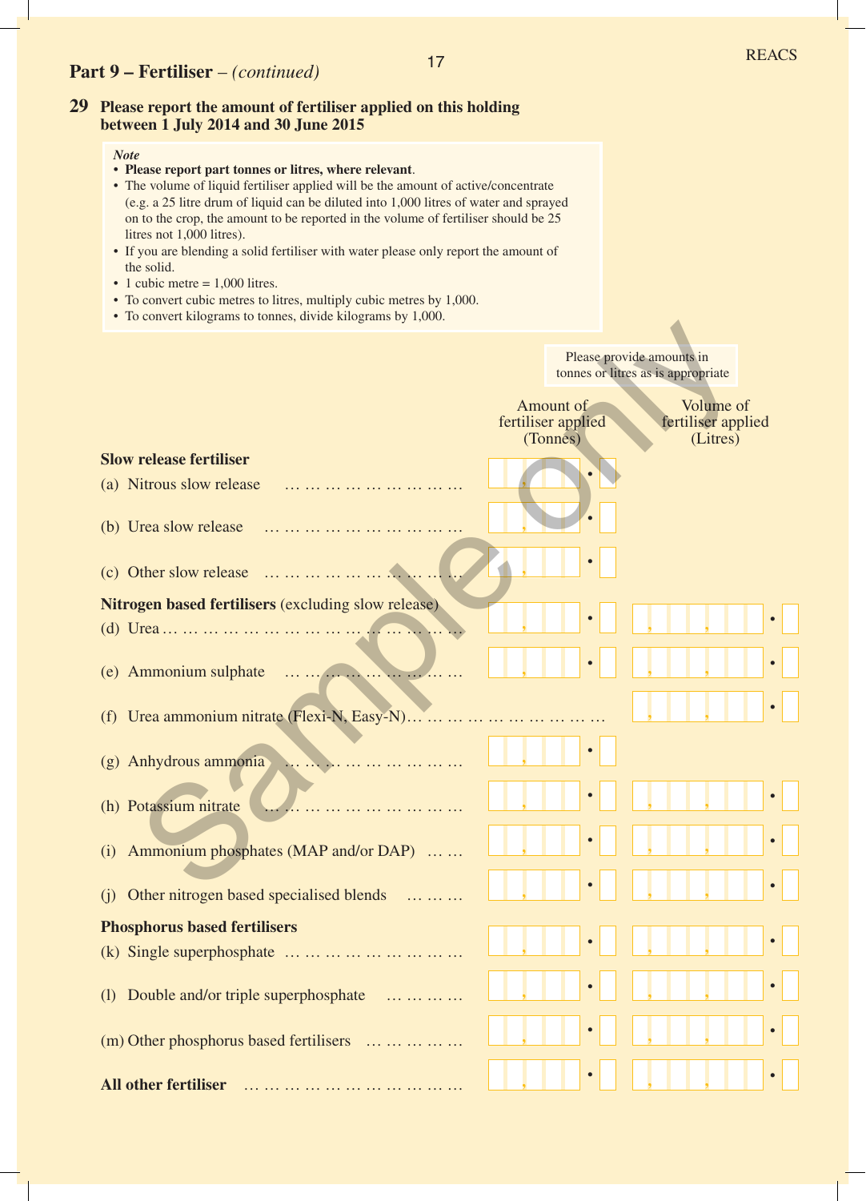## Part 9 – Fertiliser – *(continued)*

**29 Please report the amount of fertiliser applied on this holding between 1 July 2014 and 30 June 2015**

> ***Note***
> - **Please report part tonnes or litres, where relevant**.
> - The volume of liquid fertiliser applied will be the amount of active/concentrate (e.g. a 25 litre drum of liquid can be diluted into 1,000 litres of water and sprayed on to the crop, the amount to be reported in the volume of fertiliser should be 25 litres not 1,000 litres).
> - If you are blending a solid fertiliser with water please only report the amount of the solid.
> - 1 cubic metre = 1,000 litres.
> - To convert cubic metres to litres, multiply cubic metres by 1,000.
> - To convert kilograms to tonnes, divide kilograms by 1,000.

Please provide amounts in tonnes or litres as is appropriate

| | Amount of fertiliser applied (Tonnes) | Volume of fertiliser applied (Litres) |
|---|---|---|
| **Slow release fertiliser** | | |
| (a) Nitrous slow release | ___,___ . ___ | |
| (b) Urea slow release | ___,___ . ___ | |
| (c) Other slow release | ___,___ . ___ | |
| **Nitrogen based fertilisers** (excluding slow release) | | |
| (d) Urea | ___,___ . ___ | ___,___,___ . ___ |
| (e) Ammonium sulphate | ___,___ . ___ | ___,___,___ . ___ |
| (f) Urea ammonium nitrate (Flexi-N, Easy-N) | | ___,___,___ . ___ |
| (g) Anhydrous ammonia | ___,___ . ___ | |
| (h) Potassium nitrate | ___,___ . ___ | ___,___,___ . ___ |
| (i) Ammonium phosphates (MAP and/or DAP) | ___,___ . ___ | ___,___,___ . ___ |
| (j) Other nitrogen based specialised blends | ___,___ . ___ | ___,___,___ . ___ |
| **Phosphorus based fertilisers** | | |
| (k) Single superphosphate | ___,___ . ___ | ___,___,___ . ___ |
| (l) Double and/or triple superphosphate | ___,___ . ___ | ___,___,___ . ___ |
| (m) Other phosphorus based fertilisers | ___,___ . ___ | ___,___,___ . ___ |
| **All other fertiliser** | ___,___ . ___ | ___,___,___ . ___ |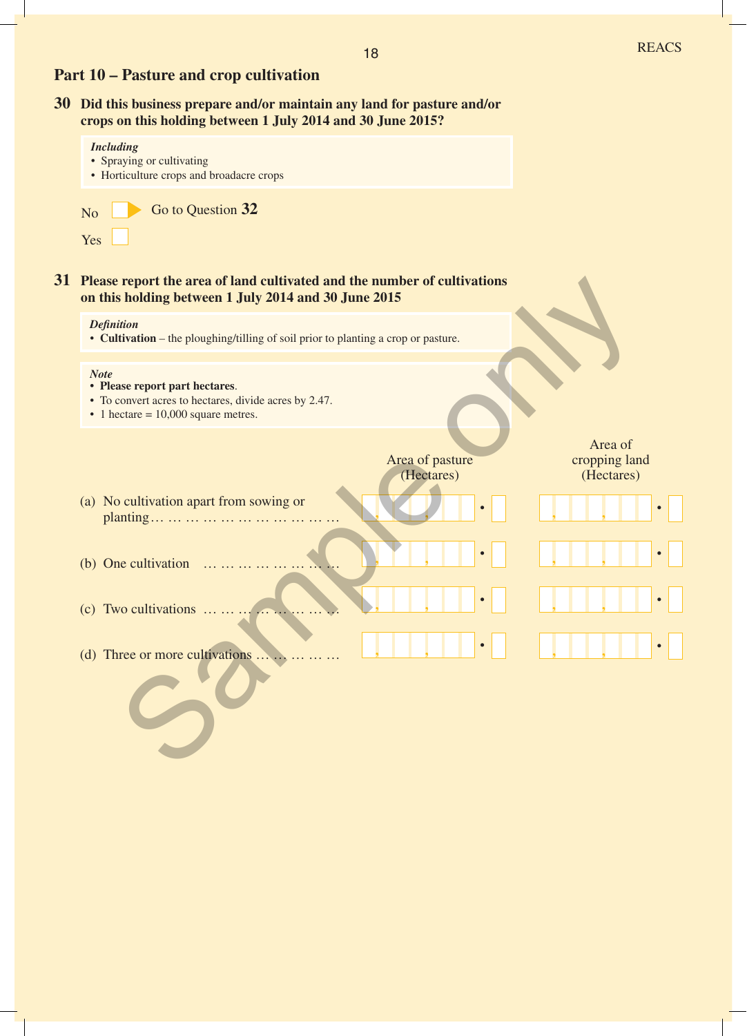## Part 10 – Pasture and crop cultivation

**30 Did this business prepare and/or maintain any land for pasture and/or crops on this holding between 1 July 2014 and 30 June 2015?**

> *Including*
> - Spraying or cultivating
> - Horticulture crops and broadacre crops

No ☐ ▶ Go to Question **32**

Yes ☐

**31 Please report the area of land cultivated and the number of cultivations on this holding between 1 July 2014 and 30 June 2015**

> *Definition*
> - **Cultivation** – the ploughing/tilling of soil prior to planting a crop or pasture.

> *Note*
> - **Please report part hectares**.
> - To convert acres to hectares, divide acres by 2.47.
> - 1 hectare = 10,000 square metres.

| | Area of pasture (Hectares) | Area of cropping land (Hectares) |
|---|---|---|
| (a) No cultivation apart from sowing or planting … … … … … … … … … … … | , , . | , , . |
| (b) One cultivation … … … … … … … … | , , . | , , . |
| (c) Two cultivations … … … … … … … … | , , . | , , . |
| (d) Three or more cultivations … … … … … | , , . | , , . |

Sample only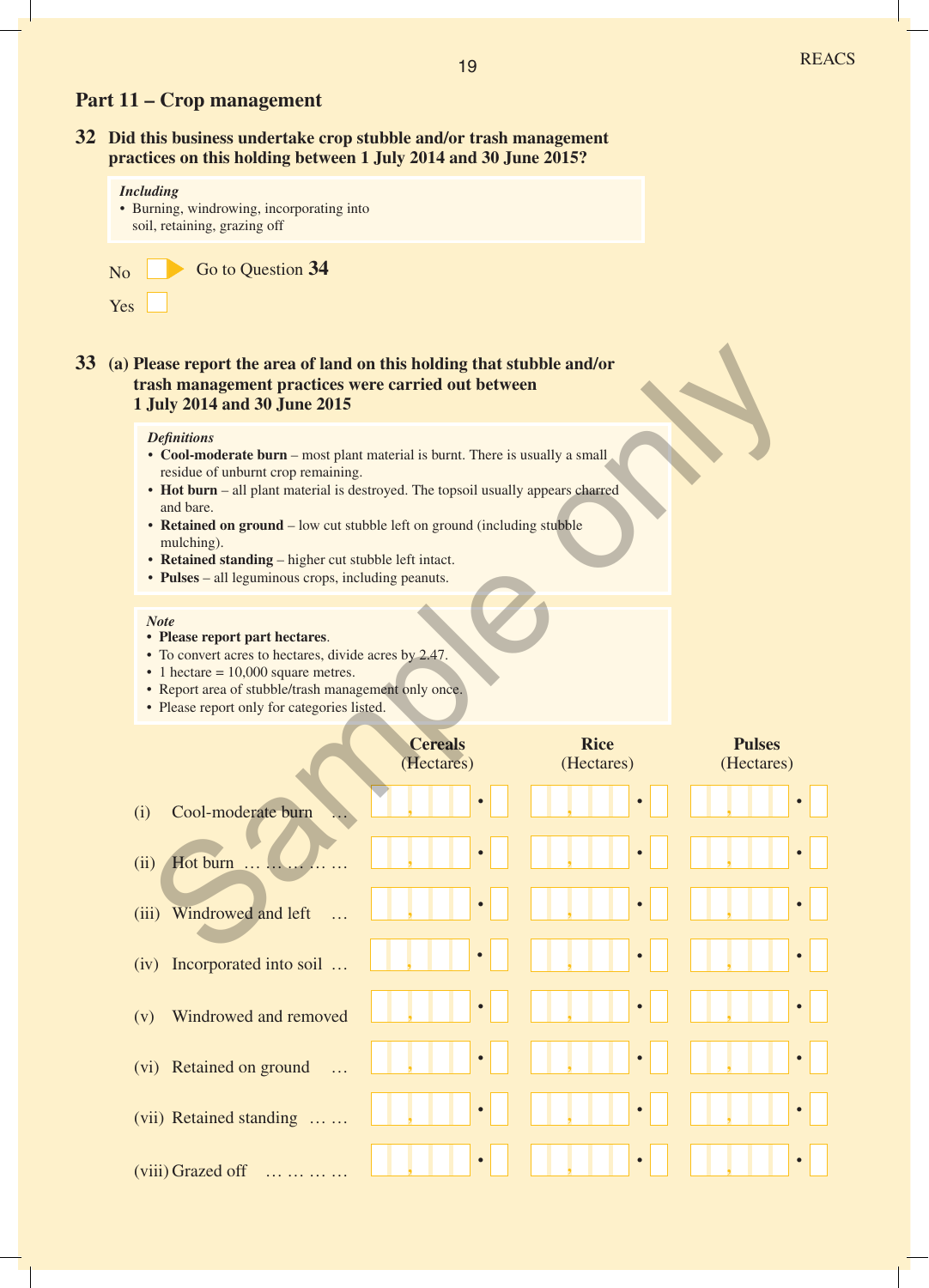## Part 11 – Crop management

**32 Did this business undertake crop stubble and/or trash management practices on this holding between 1 July 2014 and 30 June 2015?**

*Including*
- Burning, windrowing, incorporating into soil, retaining, grazing off

No ☐ ➤ Go to Question **34**

Yes ☐

**33 (a) Please report the area of land on this holding that stubble and/or trash management practices were carried out between 1 July 2014 and 30 June 2015**

*Definitions*
- **Cool-moderate burn** – most plant material is burnt. There is usually a small residue of unburnt crop remaining.
- **Hot burn** – all plant material is destroyed. The topsoil usually appears charred and bare.
- **Retained on ground** – low cut stubble left on ground (including stubble mulching).
- **Retained standing** – higher cut stubble left intact.
- **Pulses** – all leguminous crops, including peanuts.

*Note*
- **Please report part hectares**.
- To convert acres to hectares, divide acres by 2.47.
- 1 hectare = 10,000 square metres.
- Report area of stubble/trash management only once.
- Please report only for categories listed.

| | Cereals (Hectares) | Rice (Hectares) | Pulses (Hectares) |
|---|---|---|---|
| (i) Cool-moderate burn … | , • | , • | , • |
| (ii) Hot burn … … … … … | , • | , • | , • |
| (iii) Windrowed and left … | , • | , • | , • |
| (iv) Incorporated into soil … | , • | , • | , • |
| (v) Windrowed and removed | , • | , • | , • |
| (vi) Retained on ground … | , • | , • | , • |
| (vii) Retained standing … … | , • | , • | , • |
| (viii) Grazed off … … … … | , • | , • | , • |

Sample only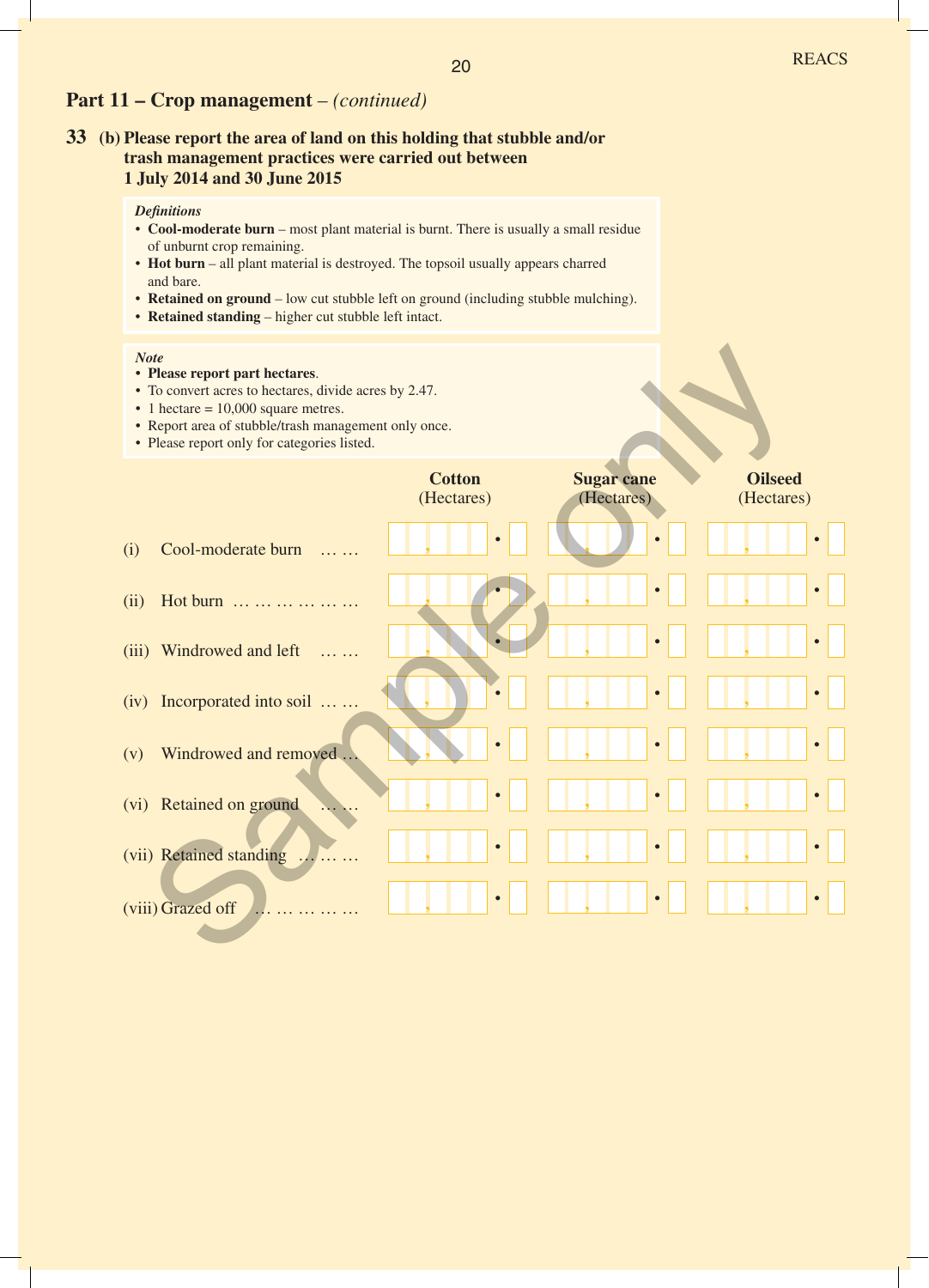## Part 11 – Crop management – *(continued)*

**33 (b) Please report the area of land on this holding that stubble and/or trash management practices were carried out between 1 July 2014 and 30 June 2015**

*Definitions*

- **Cool-moderate burn** – most plant material is burnt. There is usually a small residue of unburnt crop remaining.
- **Hot burn** – all plant material is destroyed. The topsoil usually appears charred and bare.
- **Retained on ground** – low cut stubble left on ground (including stubble mulching).
- **Retained standing** – higher cut stubble left intact.

*Note*

- **Please report part hectares**.
- To convert acres to hectares, divide acres by 2.47.
- 1 hectare = 10,000 square metres.
- Report area of stubble/trash management only once.
- Please report only for categories listed.

| | **Cotton** (Hectares) | **Sugar cane** (Hectares) | **Oilseed** (Hectares) |
|---|---|---|---|
| (i) Cool-moderate burn … … | , . | , . | , . |
| (ii) Hot burn … … … … … … | , . | , . | , . |
| (iii) Windrowed and left … … | , . | , . | , . |
| (iv) Incorporated into soil … … | , . | , . | , . |
| (v) Windrowed and removed … | , . | , . | , . |
| (vi) Retained on ground … … | , . | , . | , . |
| (vii) Retained standing … … … | , . | , . | , . |
| (viii) Grazed off … … … … … | , . | , . | , . |

Sample only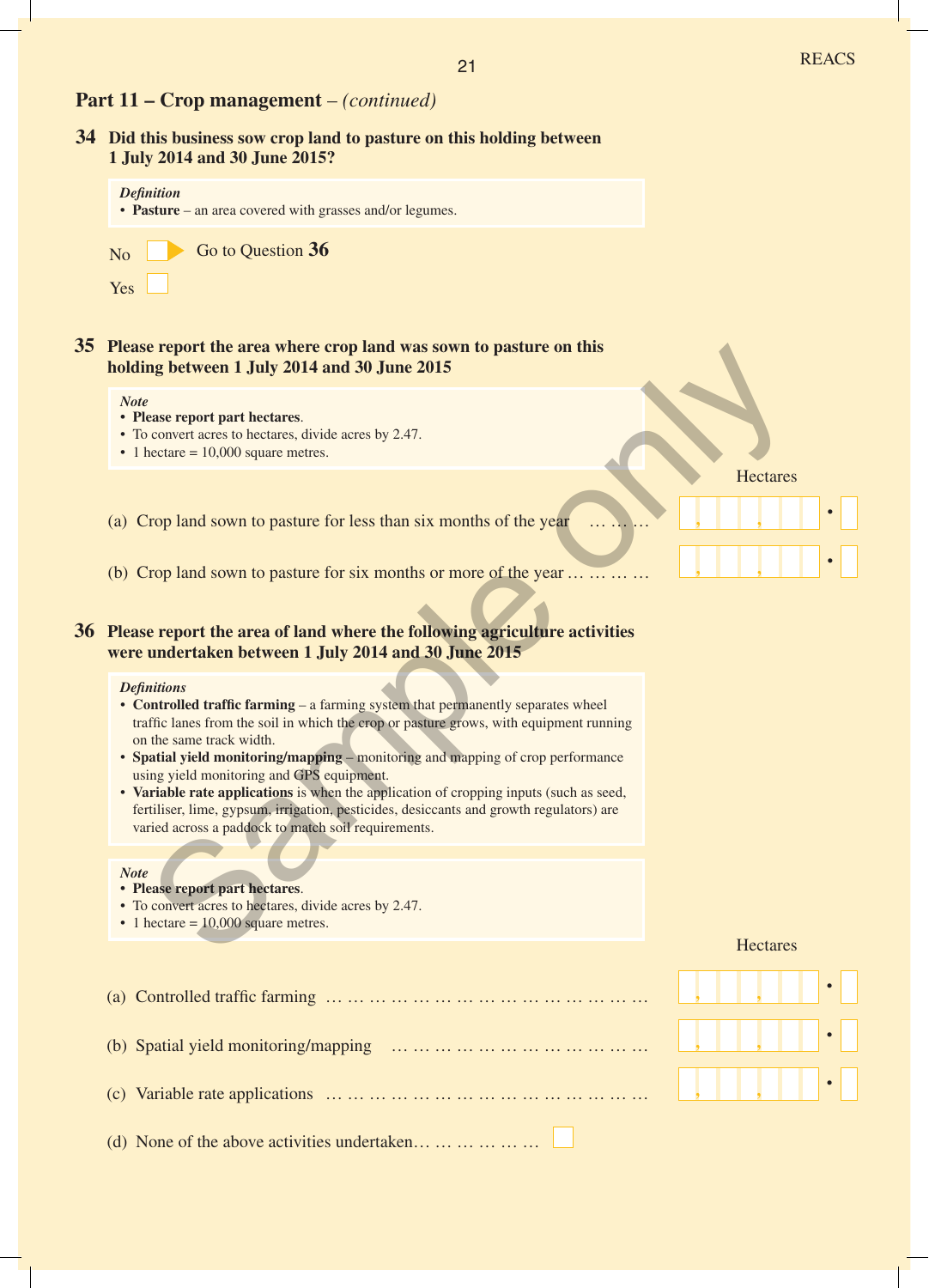## Part 11 – Crop management – *(continued)*

**34 Did this business sow crop land to pasture on this holding between 1 July 2014 and 30 June 2015?**

> ***Definition***
> - **Pasture** – an area covered with grasses and/or legumes.

No ☐ ▶ Go to Question **36**

Yes ☐

**35 Please report the area where crop land was sown to pasture on this holding between 1 July 2014 and 30 June 2015**

> ***Note***
> - **Please report part hectares**.
> - To convert acres to hectares, divide acres by 2.47.
> - 1 hectare = 10,000 square metres.

| | Hectares |
|---|---|
| (a) Crop land sown to pasture for less than six months of the year … … … | __ , __ __ __ , __ __ __ . __ |
| (b) Crop land sown to pasture for six months or more of the year … … … … | __ , __ __ __ , __ __ __ . __ |

**36 Please report the area of land where the following agriculture activities were undertaken between 1 July 2014 and 30 June 2015**

> ***Definitions***
> - **Controlled traffic farming** – a farming system that permanently separates wheel traffic lanes from the soil in which the crop or pasture grows, with equipment running on the same track width.
> - **Spatial yield monitoring/mapping** – monitoring and mapping of crop performance using yield monitoring and GPS equipment.
> - **Variable rate applications** is when the application of cropping inputs (such as seed, fertiliser, lime, gypsum, irrigation, pesticides, desiccants and growth regulators) are varied across a paddock to match soil requirements.

> ***Note***
> - **Please report part hectares**.
> - To convert acres to hectares, divide acres by 2.47.
> - 1 hectare = 10,000 square metres.

| | Hectares |
|---|---|
| (a) Controlled traffic farming … … … … … … … … … … … … … … … | __ , __ __ __ , __ __ __ . __ |
| (b) Spatial yield monitoring/mapping … … … … … … … … … … … … | __ , __ __ __ , __ __ __ . __ |
| (c) Variable rate applications … … … … … … … … … … … … … … … | __ , __ __ __ , __ __ __ . __ |

(d) None of the above activities undertaken… … … … … … ☐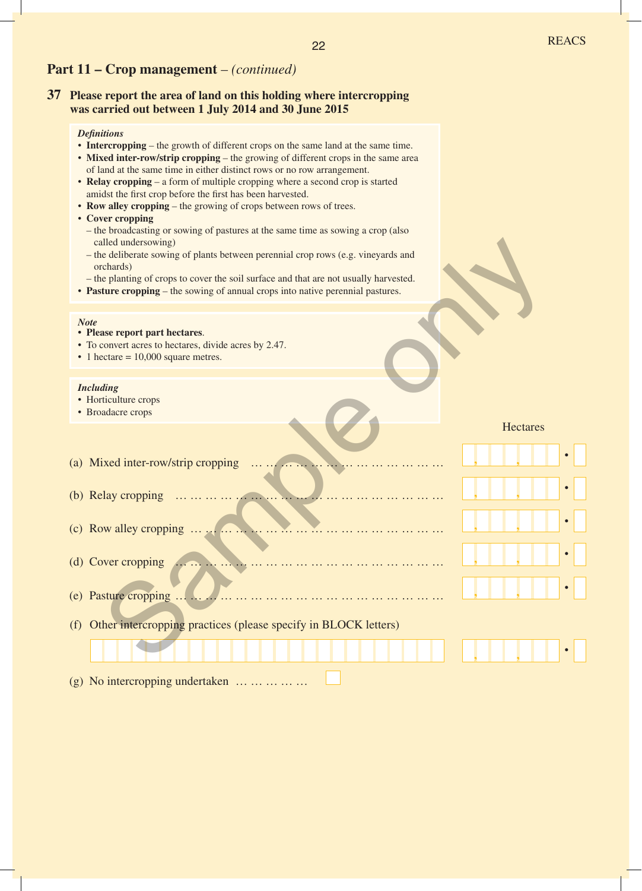## Part 11 – Crop management – *(continued)*

**37 Please report the area of land on this holding where intercropping was carried out between 1 July 2014 and 30 June 2015**

***Definitions***

- **Intercropping** – the growth of different crops on the same land at the same time.
- **Mixed inter-row/strip cropping** – the growing of different crops in the same area of land at the same time in either distinct rows or no row arrangement.
- **Relay cropping** – a form of multiple cropping where a second crop is started amidst the first crop before the first has been harvested.
- **Row alley cropping** – the growing of crops between rows of trees.
- **Cover cropping**
  - the broadcasting or sowing of pastures at the same time as sowing a crop (also called undersowing)
  - the deliberate sowing of plants between perennial crop rows (e.g. vineyards and orchards)
  - the planting of crops to cover the soil surface and that are not usually harvested.
- **Pasture cropping** – the sowing of annual crops into native perennial pastures.

***Note***

- **Please report part hectares**.
- To convert acres to hectares, divide acres by 2.47.
- 1 hectare = 10,000 square metres.

***Including***

- Horticulture crops
- Broadacre crops

| | Hectares |
|---|---|
| (a) Mixed inter-row/strip cropping | __,___,___.__ |
| (b) Relay cropping | __,___,___.__ |
| (c) Row alley cropping | __,___,___.__ |
| (d) Cover cropping | __,___,___.__ |
| (e) Pasture cropping | __,___,___.__ |
| (f) Other intercropping practices (please specify in BLOCK letters) ____________________ | __,___,___.__ |
| (g) No intercropping undertaken ☐ | |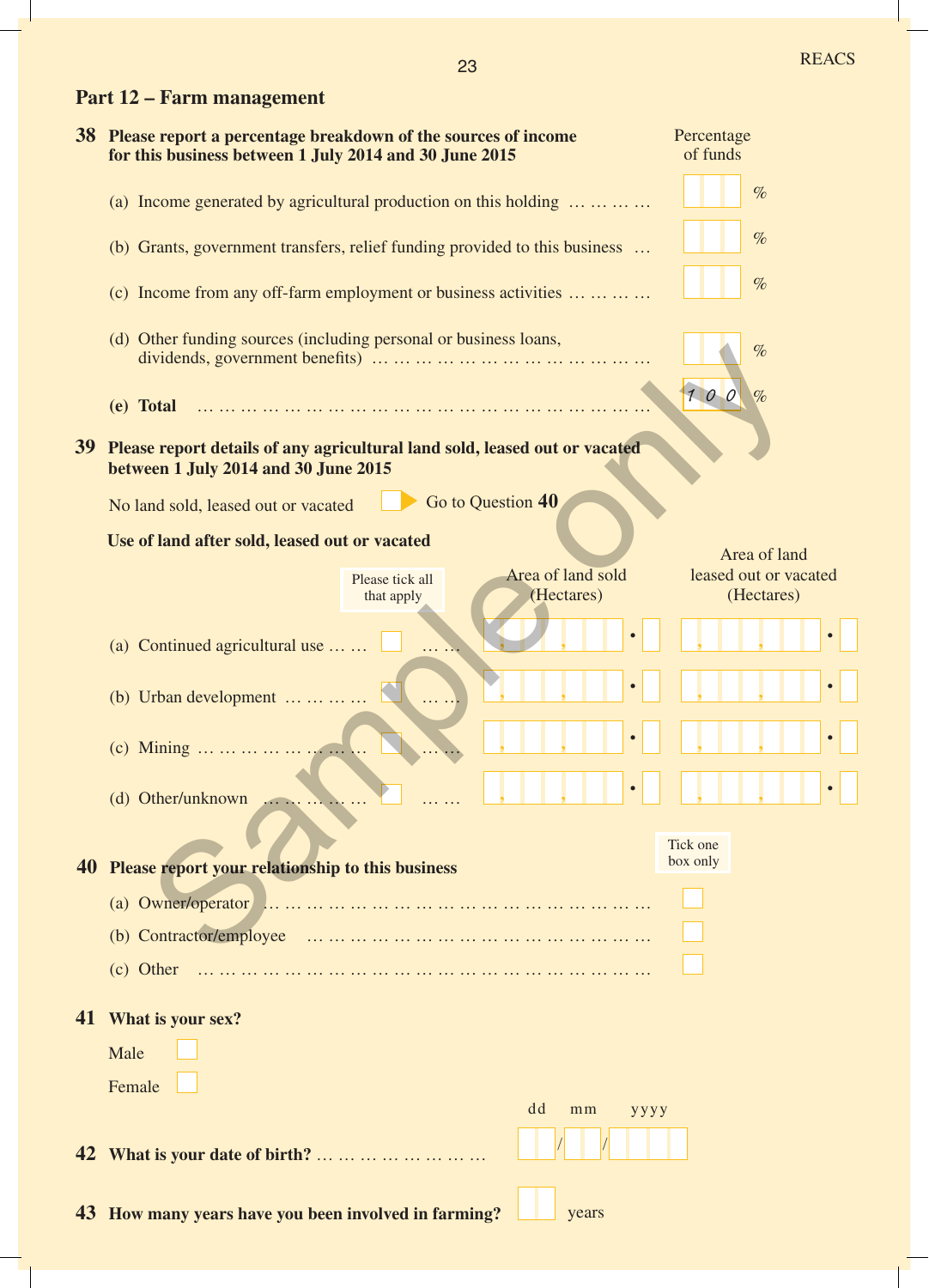## Part 12 – Farm management

**38 Please report a percentage breakdown of the sources of income for this business between 1 July 2014 and 30 June 2015**

| | Percentage of funds |
|---|---|
| (a) Income generated by agricultural production on this holding … … … … | % |
| (b) Grants, government transfers, relief funding provided to this business … | % |
| (c) Income from any off-farm employment or business activities … … … … | % |
| (d) Other funding sources (including personal or business loans, dividends, government benefits) … … … … … … … … … … … … … … | % |
| **(e) Total** … … … … … … … … … … … … … … … … … … … … … … … … | 1 0 0 % |

**39 Please report details of any agricultural land sold, leased out or vacated between 1 July 2014 and 30 June 2015**

No land sold, leased out or vacated ☐ ▶ Go to Question **40**

**Use of land after sold, leased out or vacated**

| | Please tick all that apply | Area of land sold (Hectares) | Area of land leased out or vacated (Hectares) |
|---|---|---|---|
| (a) Continued agricultural use … … | ☐ | , , . | , , . |
| (b) Urban development … … … … | ☐ | , , . | , , . |
| (c) Mining … … … … … … … … | ☐ | , , . | , , . |
| (d) Other/unknown … … … … … | ☐ | , , . | , , . |

**40 Please report your relationship to this business**

| | Tick one box only |
|---|---|
| (a) Owner/operator … … … … … … … … … … … … … … … … … … | ☐ |
| (b) Contractor/employee … … … … … … … … … … … … … … … … | ☐ |
| (c) Other … … … … … … … … … … … … … … … … … … … … … | ☐ |

**41 What is your sex?**

Male ☐

Female ☐

**42 What is your date of birth?** … … … … … … … … dd / mm / yyyy

**43 How many years have you been involved in farming?** ☐ years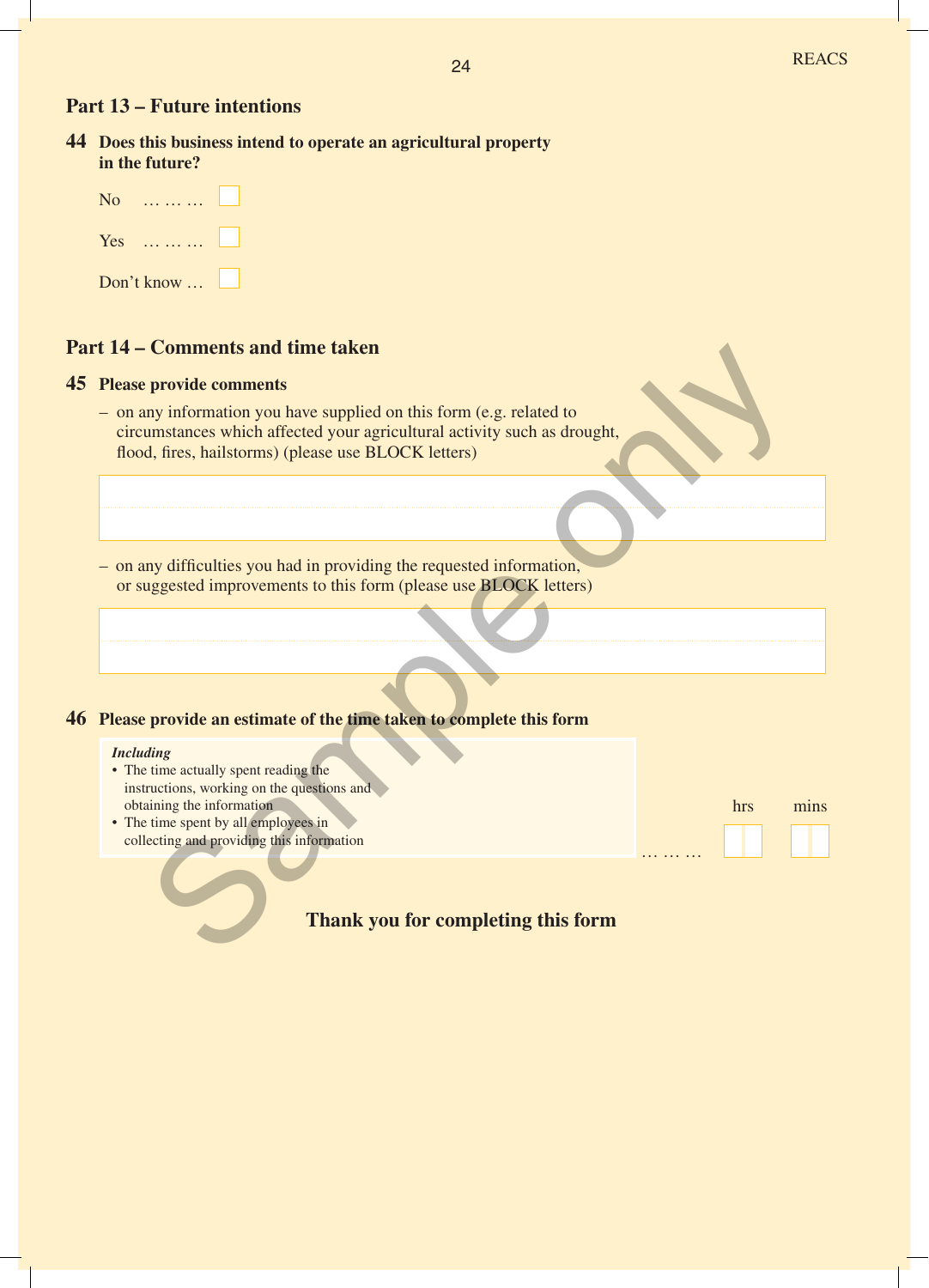## Part 13 – Future intentions

**44 Does this business intend to operate an agricultural property in the future?**

No ……… ☐

Yes ……… ☐

Don't know … ☐

## Part 14 – Comments and time taken

**45 Please provide comments**

– on any information you have supplied on this form (e.g. related to circumstances which affected your agricultural activity such as drought, flood, fires, hailstorms) (please use BLOCK letters)

– on any difficulties you had in providing the requested information, or suggested improvements to this form (please use BLOCK letters)

**46 Please provide an estimate of the time taken to complete this form**

*Including*

- The time actually spent reading the instructions, working on the questions and obtaining the information
- The time spent by all employees in collecting and providing this information

……… hrs mins

**Thank you for completing this form**

Sample only